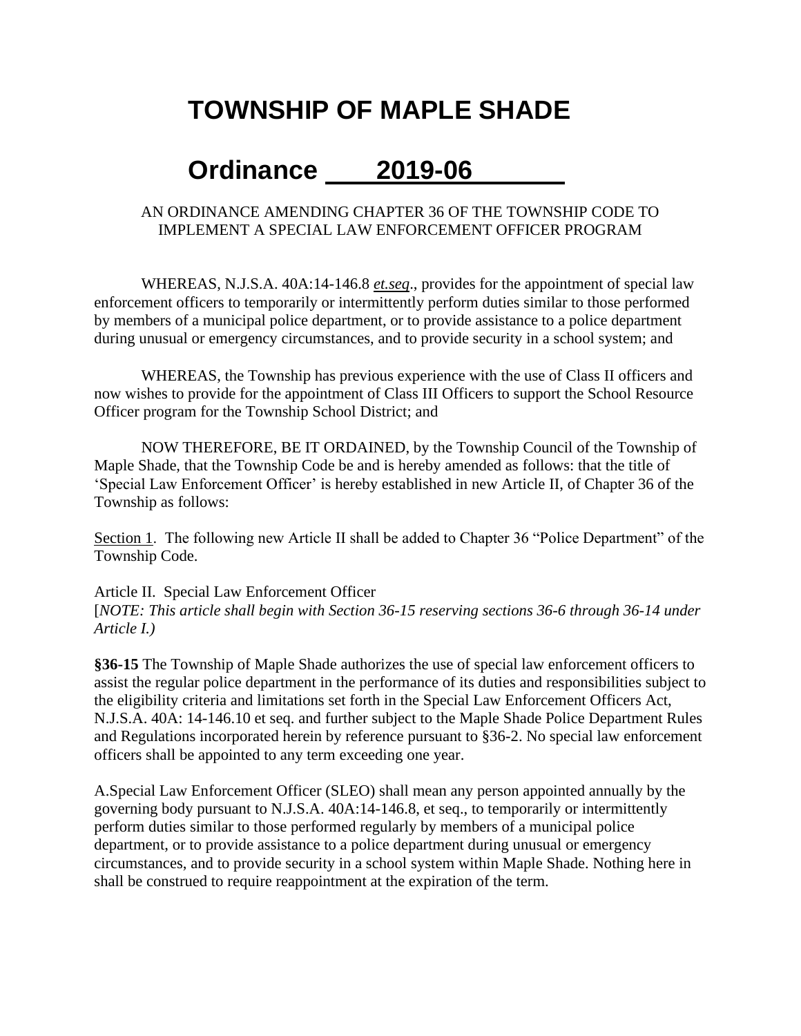# TOWNSHIP OF MAPLE SHADE

# Ordinance 2019-06

AN ORDINANCE AMENDING CHAPTER 36 OF THE TOWNSHIP CODE TO IMPLEMENT A SPECIAL LAW ENFORCEMENT OFFICER PROGRAM

WHEREAS, N.J.S.A. 40A:14-146.8 *et.seq*., provides for the appointment of special law enforcement officers to temporarily or intermittently perform duties similar to those performed by members of a municipal police department, or to provide assistance to a police department during unusual or emergency circumstances, and to provide security in a school system; and

WHEREAS, the Township has previous experience with the use of Class II officers and now wishes to provide for the appointment of Class III Officers to support the School Resource Officer program for the Township School District; and

NOW THEREFORE, BE IT ORDAINED, by the Township Council of the Township of Maple Shade, that the Township Code be and is hereby amended as follows: that the title of 'Special Law Enforcement Officer' is hereby established in new Article II, of Chapter 36 of the Township as follows:

Section 1. The following new Article II shall be added to Chapter 36 "Police Department" of the Township Code.

Article II. Special Law Enforcement Officer
[*NOTE: This article shall begin with Section 36-15 reserving sections 36-6 through 36-14 under Article I.)*

**§36-15** The Township of Maple Shade authorizes the use of special law enforcement officers to assist the regular police department in the performance of its duties and responsibilities subject to the eligibility criteria and limitations set forth in the Special Law Enforcement Officers Act, N.J.S.A. 40A: 14-146.10 et seq. and further subject to the Maple Shade Police Department Rules and Regulations incorporated herein by reference pursuant to §36-2. No special law enforcement officers shall be appointed to any term exceeding one year.

A.Special Law Enforcement Officer (SLEO) shall mean any person appointed annually by the governing body pursuant to N.J.S.A. 40A:14-146.8, et seq., to temporarily or intermittently perform duties similar to those performed regularly by members of a municipal police department, or to provide assistance to a police department during unusual or emergency circumstances, and to provide security in a school system within Maple Shade. Nothing here in shall be construed to require reappointment at the expiration of the term.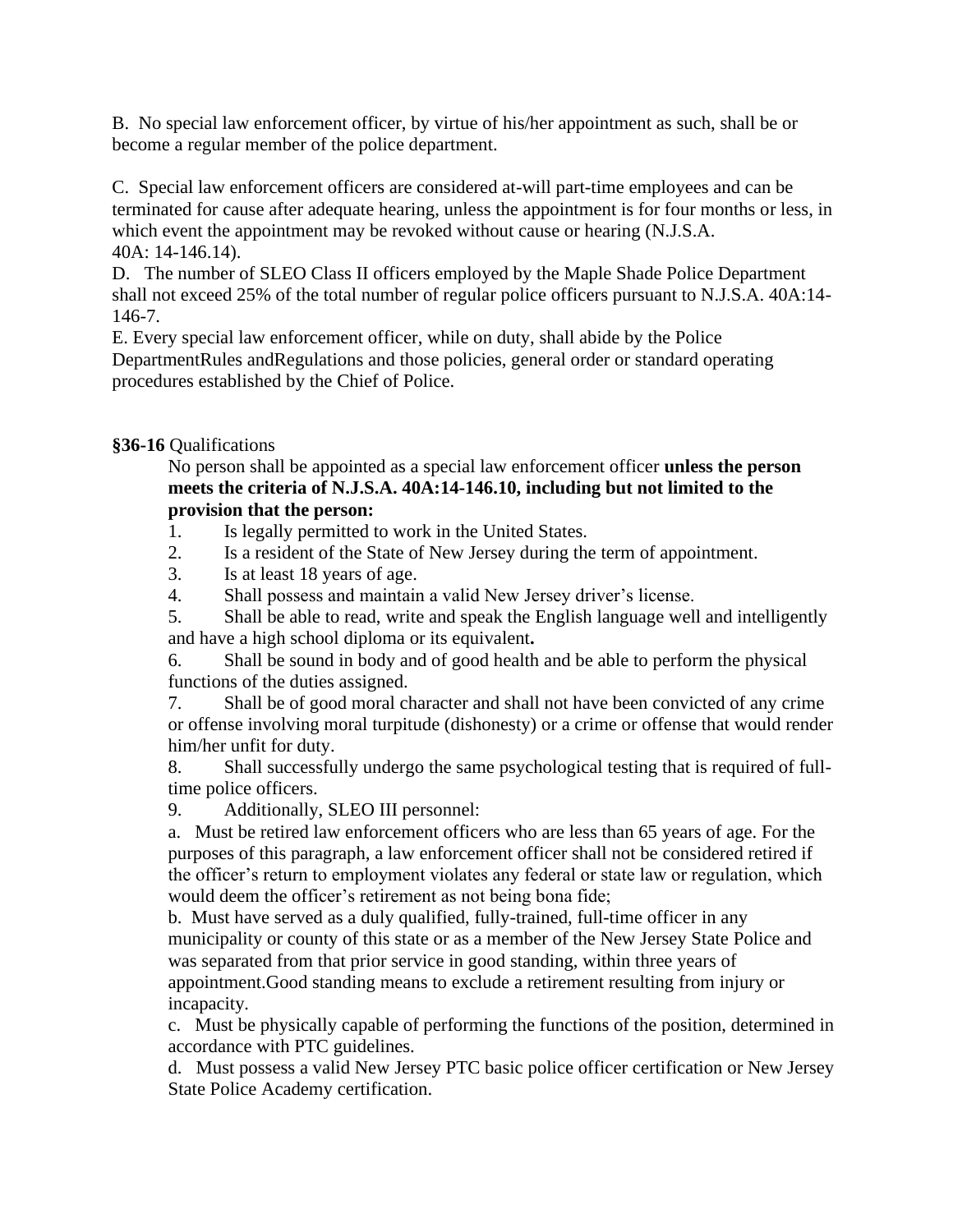B. No special law enforcement officer, by virtue of his/her appointment as such, shall be or become a regular member of the police department.

C. Special law enforcement officers are considered at-will part-time employees and can be terminated for cause after adequate hearing, unless the appointment is for four months or less, in which event the appointment may be revoked without cause or hearing (N.J.S.A. 40A: 14-146.14).

D. The number of SLEO Class II officers employed by the Maple Shade Police Department shall not exceed 25% of the total number of regular police officers pursuant to N.J.S.A. 40A:14-146-7.

E. Every special law enforcement officer, while on duty, shall abide by the Police DepartmentRules andRegulations and those policies, general order or standard operating procedures established by the Chief of Police.

**§36-16** Qualifications

No person shall be appointed as a special law enforcement officer **unless the person meets the criteria of N.J.S.A. 40A:14-146.10, including but not limited to the provision that the person:**

1. Is legally permitted to work in the United States.
2. Is a resident of the State of New Jersey during the term of appointment.
3. Is at least 18 years of age.
4. Shall possess and maintain a valid New Jersey driver's license.
5. Shall be able to read, write and speak the English language well and intelligently and have a high school diploma or its equivalent**.**
6. Shall be sound in body and of good health and be able to perform the physical functions of the duties assigned.
7. Shall be of good moral character and shall not have been convicted of any crime or offense involving moral turpitude (dishonesty) or a crime or offense that would render him/her unfit for duty.
8. Shall successfully undergo the same psychological testing that is required of full-time police officers.
9. Additionally, SLEO III personnel:

a. Must be retired law enforcement officers who are less than 65 years of age. For the purposes of this paragraph, a law enforcement officer shall not be considered retired if the officer's return to employment violates any federal or state law or regulation, which would deem the officer's retirement as not being bona fide;

b. Must have served as a duly qualified, fully-trained, full-time officer in any municipality or county of this state or as a member of the New Jersey State Police and was separated from that prior service in good standing, within three years of appointment.Good standing means to exclude a retirement resulting from injury or incapacity.

c. Must be physically capable of performing the functions of the position, determined in accordance with PTC guidelines.

d. Must possess a valid New Jersey PTC basic police officer certification or New Jersey State Police Academy certification.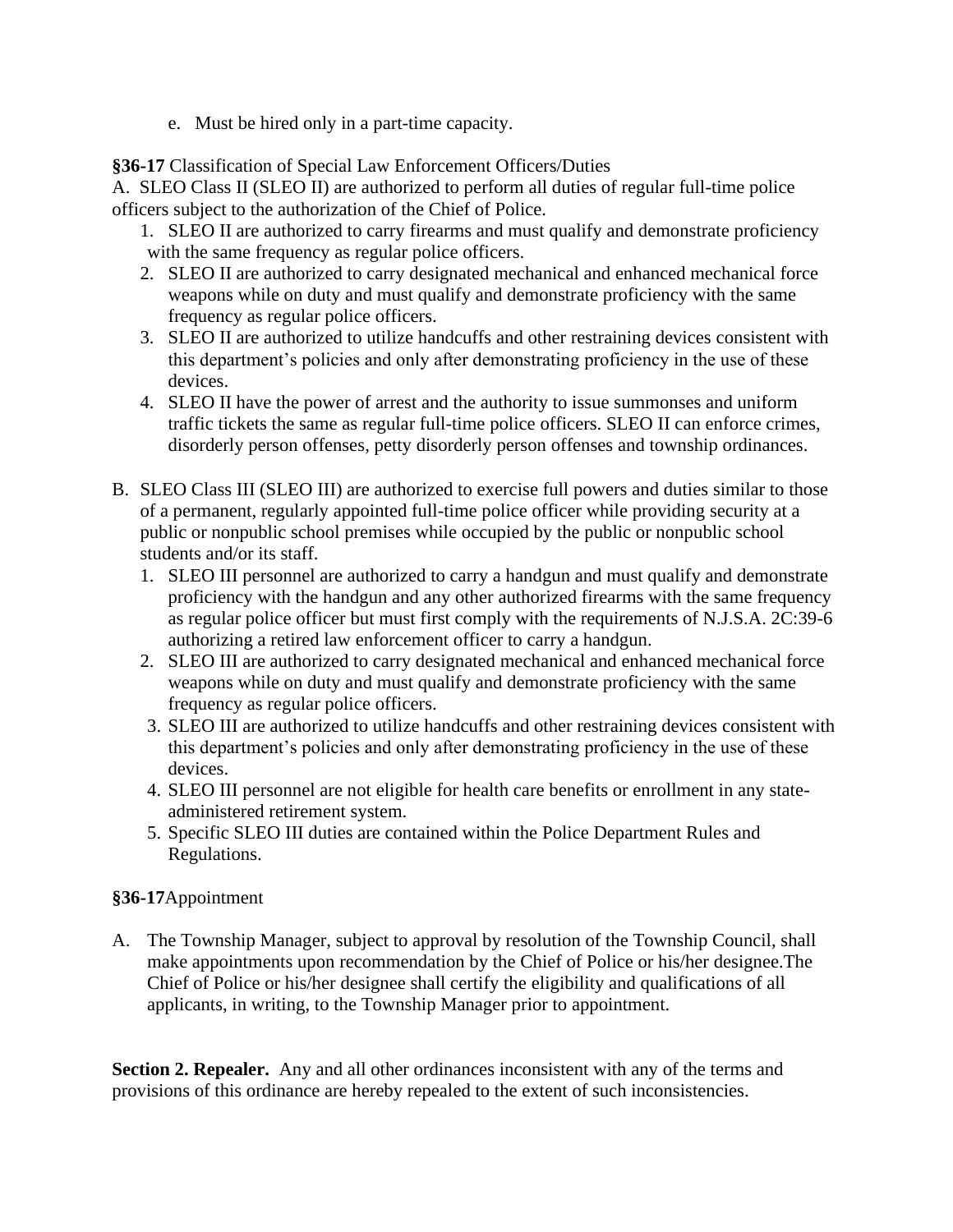e. Must be hired only in a part-time capacity.

**§36-17** Classification of Special Law Enforcement Officers/Duties

A. SLEO Class II (SLEO II) are authorized to perform all duties of regular full-time police officers subject to the authorization of the Chief of Police.

1. SLEO II are authorized to carry firearms and must qualify and demonstrate proficiency with the same frequency as regular police officers.
2. SLEO II are authorized to carry designated mechanical and enhanced mechanical force weapons while on duty and must qualify and demonstrate proficiency with the same frequency as regular police officers.
3. SLEO II are authorized to utilize handcuffs and other restraining devices consistent with this department's policies and only after demonstrating proficiency in the use of these devices.
4. SLEO II have the power of arrest and the authority to issue summonses and uniform traffic tickets the same as regular full-time police officers. SLEO II can enforce crimes, disorderly person offenses, petty disorderly person offenses and township ordinances.

B. SLEO Class III (SLEO III) are authorized to exercise full powers and duties similar to those of a permanent, regularly appointed full-time police officer while providing security at a public or nonpublic school premises while occupied by the public or nonpublic school students and/or its staff.

1. SLEO III personnel are authorized to carry a handgun and must qualify and demonstrate proficiency with the handgun and any other authorized firearms with the same frequency as regular police officer but must first comply with the requirements of N.J.S.A. 2C:39-6 authorizing a retired law enforcement officer to carry a handgun.
2. SLEO III are authorized to carry designated mechanical and enhanced mechanical force weapons while on duty and must qualify and demonstrate proficiency with the same frequency as regular police officers.
3. SLEO III are authorized to utilize handcuffs and other restraining devices consistent with this department's policies and only after demonstrating proficiency in the use of these devices.
4. SLEO III personnel are not eligible for health care benefits or enrollment in any state-administered retirement system.
5. Specific SLEO III duties are contained within the Police Department Rules and Regulations.

**§36-17**Appointment

A. The Township Manager, subject to approval by resolution of the Township Council, shall make appointments upon recommendation by the Chief of Police or his/her designee.The Chief of Police or his/her designee shall certify the eligibility and qualifications of all applicants, in writing, to the Township Manager prior to appointment.

**Section 2. Repealer.** Any and all other ordinances inconsistent with any of the terms and provisions of this ordinance are hereby repealed to the extent of such inconsistencies.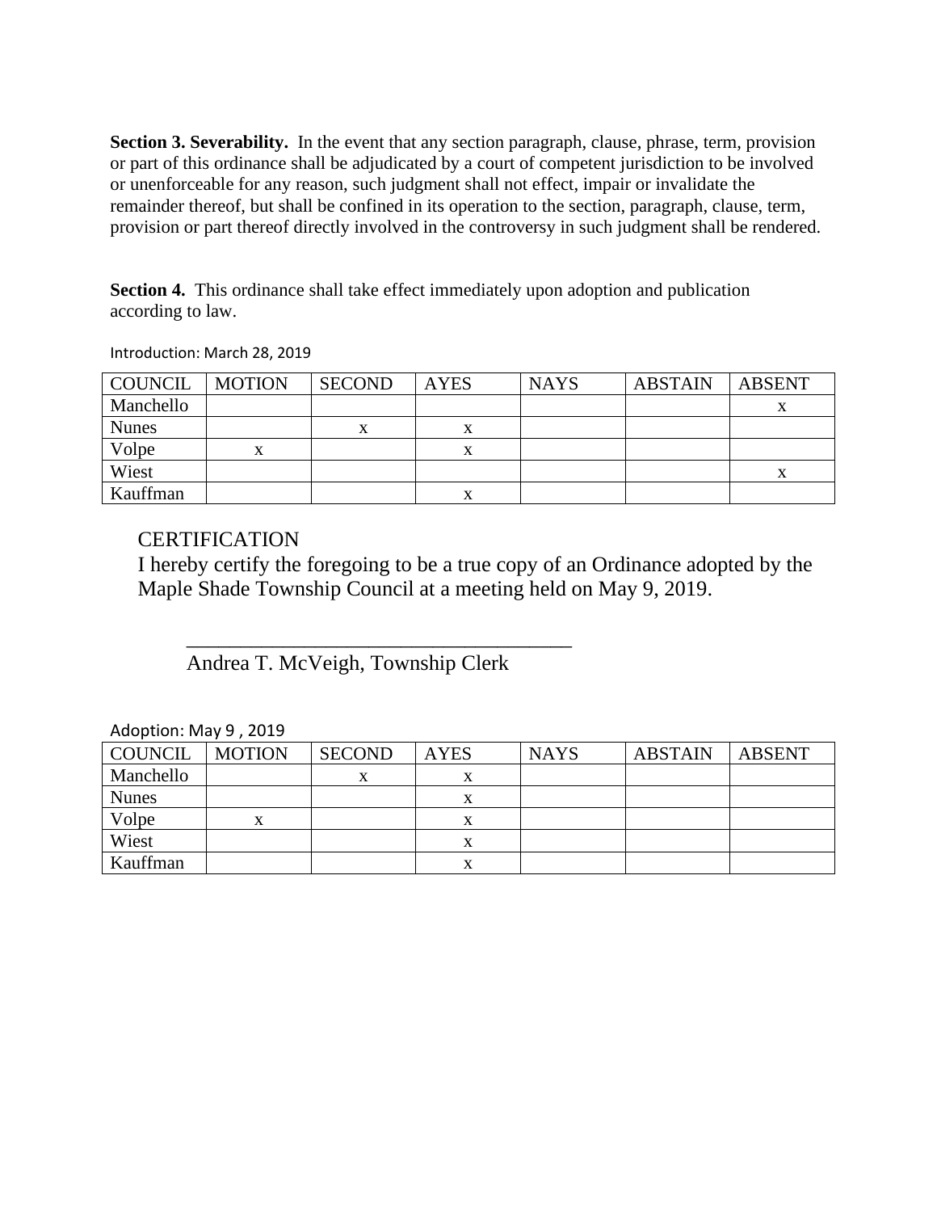**Section 3. Severability.** In the event that any section paragraph, clause, phrase, term, provision or part of this ordinance shall be adjudicated by a court of competent jurisdiction to be involved or unenforceable for any reason, such judgment shall not effect, impair or invalidate the remainder thereof, but shall be confined in its operation to the section, paragraph, clause, term, provision or part thereof directly involved in the controversy in such judgment shall be rendered.

**Section 4.** This ordinance shall take effect immediately upon adoption and publication according to law.

Introduction: March 28, 2019

| COUNCIL | MOTION | SECOND | AYES | NAYS | ABSTAIN | ABSENT |
|---|---|---|---|---|---|---|
| Manchello | | | | | | x |
| Nunes | | x | x | | | |
| Volpe | x | | x | | | |
| Wiest | | | | | | x |
| Kauffman | | | x | | | |

CERTIFICATION

I hereby certify the foregoing to be a true copy of an Ordinance adopted by the Maple Shade Township Council at a meeting held on May 9, 2019.

_____________________________________

Andrea T. McVeigh, Township Clerk

Adoption: May 9 , 2019

| COUNCIL | MOTION | SECOND | AYES | NAYS | ABSTAIN | ABSENT |
|---|---|---|---|---|---|---|
| Manchello | | x | x | | | |
| Nunes | | | x | | | |
| Volpe | x | | x | | | |
| Wiest | | | x | | | |
| Kauffman | | | x | | | |